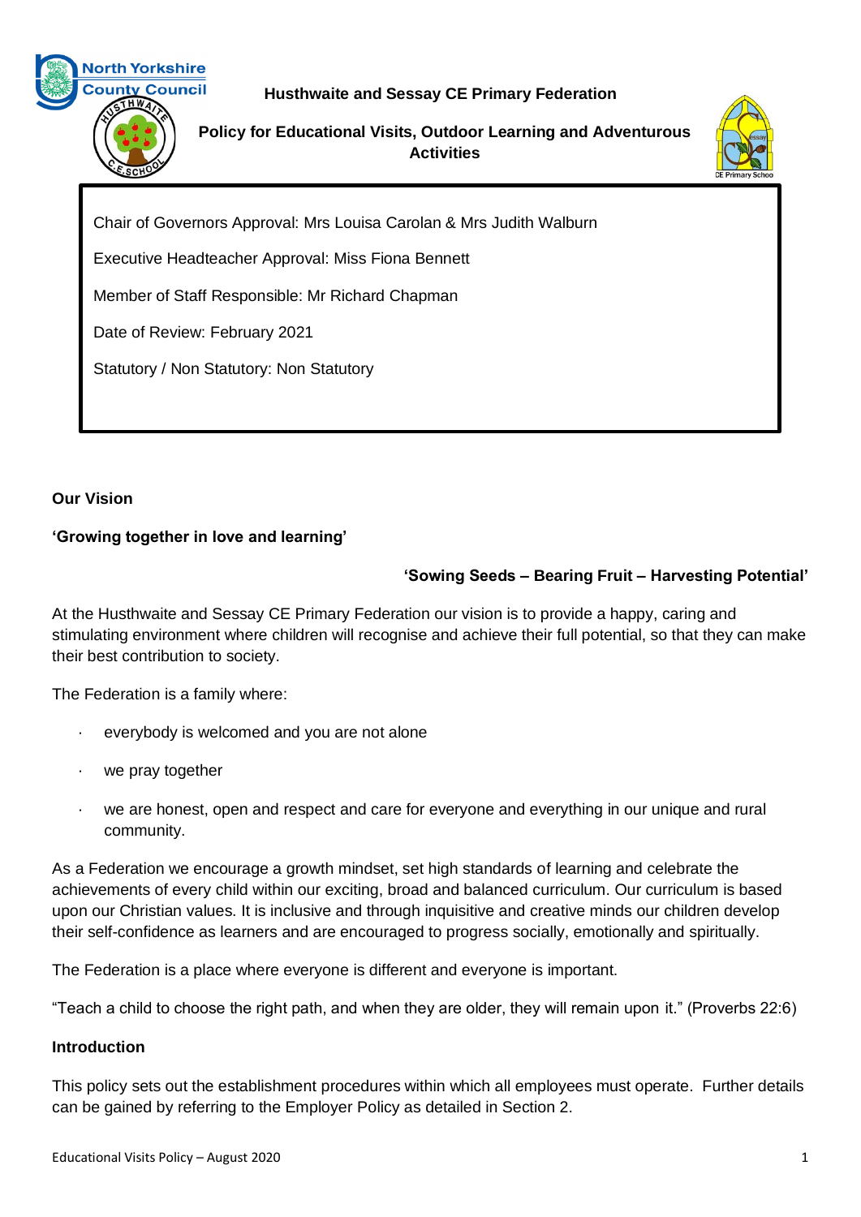**Husthwaite and Sessay CE Primary Federation**

**Policy for Educational Visits, Outdoor Learning and Adventurous Activities**

Chair of Governors Approval: Mrs Louisa Carolan & Mrs Judith Walburn

Executive Headteacher Approval: Miss Fiona Bennett

Member of Staff Responsible: Mr Richard Chapman

Date of Review: February 2021

Statutory / Non Statutory: Non Statutory

**Our Vision**

**'Growing together in love and learning'**

**'Sowing Seeds – Bearing Fruit – Harvesting Potential'**

At the Husthwaite and Sessay CE Primary Federation our vision is to provide a happy, caring and stimulating environment where children will recognise and achieve their full potential, so that they can make their best contribution to society.

The Federation is a family where:

- everybody is welcomed and you are not alone
- we pray together
- we are honest, open and respect and care for everyone and everything in our unique and rural community.

As a Federation we encourage a growth mindset, set high standards of learning and celebrate the achievements of every child within our exciting, broad and balanced curriculum. Our curriculum is based upon our Christian values. It is inclusive and through inquisitive and creative minds our children develop their self-confidence as learners and are encouraged to progress socially, emotionally and spiritually.

The Federation is a place where everyone is different and everyone is important.

"Teach a child to choose the right path, and when they are older, they will remain upon it." (Proverbs 22:6)

**Introduction**

This policy sets out the establishment procedures within which all employees must operate. Further details can be gained by referring to the Employer Policy as detailed in Section 2.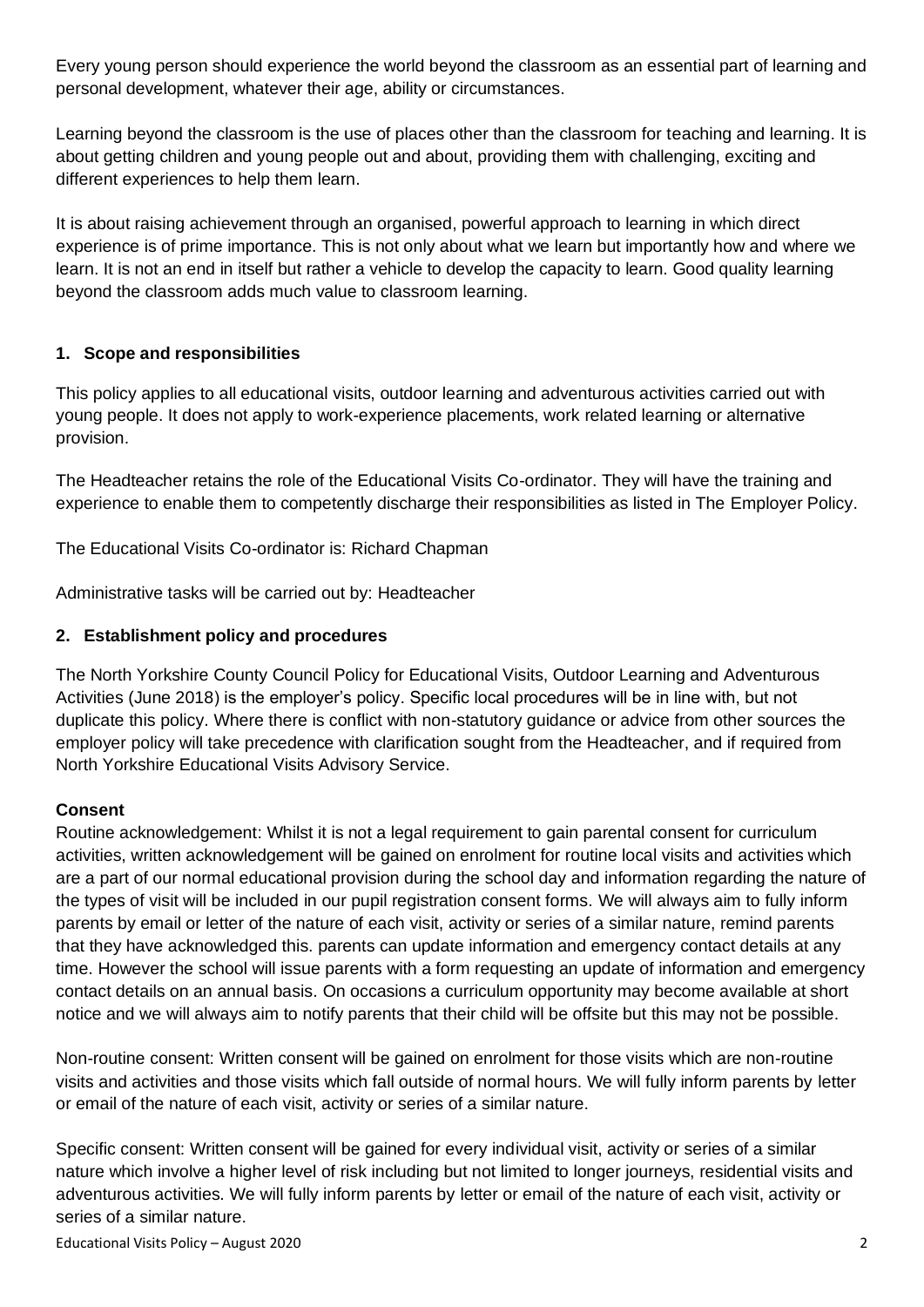Every young person should experience the world beyond the classroom as an essential part of learning and personal development, whatever their age, ability or circumstances.

Learning beyond the classroom is the use of places other than the classroom for teaching and learning. It is about getting children and young people out and about, providing them with challenging, exciting and different experiences to help them learn.

It is about raising achievement through an organised, powerful approach to learning in which direct experience is of prime importance. This is not only about what we learn but importantly how and where we learn. It is not an end in itself but rather a vehicle to develop the capacity to learn. Good quality learning beyond the classroom adds much value to classroom learning.

## 1. Scope and responsibilities

This policy applies to all educational visits, outdoor learning and adventurous activities carried out with young people. It does not apply to work-experience placements, work related learning or alternative provision.

The Headteacher retains the role of the Educational Visits Co-ordinator. They will have the training and experience to enable them to competently discharge their responsibilities as listed in The Employer Policy.

The Educational Visits Co-ordinator is: Richard Chapman

Administrative tasks will be carried out by: Headteacher

## 2. Establishment policy and procedures

The North Yorkshire County Council Policy for Educational Visits, Outdoor Learning and Adventurous Activities (June 2018) is the employer's policy. Specific local procedures will be in line with, but not duplicate this policy. Where there is conflict with non-statutory guidance or advice from other sources the employer policy will take precedence with clarification sought from the Headteacher, and if required from North Yorkshire Educational Visits Advisory Service.

### Consent

Routine acknowledgement: Whilst it is not a legal requirement to gain parental consent for curriculum activities, written acknowledgement will be gained on enrolment for routine local visits and activities which are a part of our normal educational provision during the school day and information regarding the nature of the types of visit will be included in our pupil registration consent forms. We will always aim to fully inform parents by email or letter of the nature of each visit, activity or series of a similar nature, remind parents that they have acknowledged this. parents can update information and emergency contact details at any time. However the school will issue parents with a form requesting an update of information and emergency contact details on an annual basis. On occasions a curriculum opportunity may become available at short notice and we will always aim to notify parents that their child will be offsite but this may not be possible.

Non-routine consent: Written consent will be gained on enrolment for those visits which are non-routine visits and activities and those visits which fall outside of normal hours. We will fully inform parents by letter or email of the nature of each visit, activity or series of a similar nature.

Specific consent: Written consent will be gained for every individual visit, activity or series of a similar nature which involve a higher level of risk including but not limited to longer journeys, residential visits and adventurous activities. We will fully inform parents by letter or email of the nature of each visit, activity or series of a similar nature.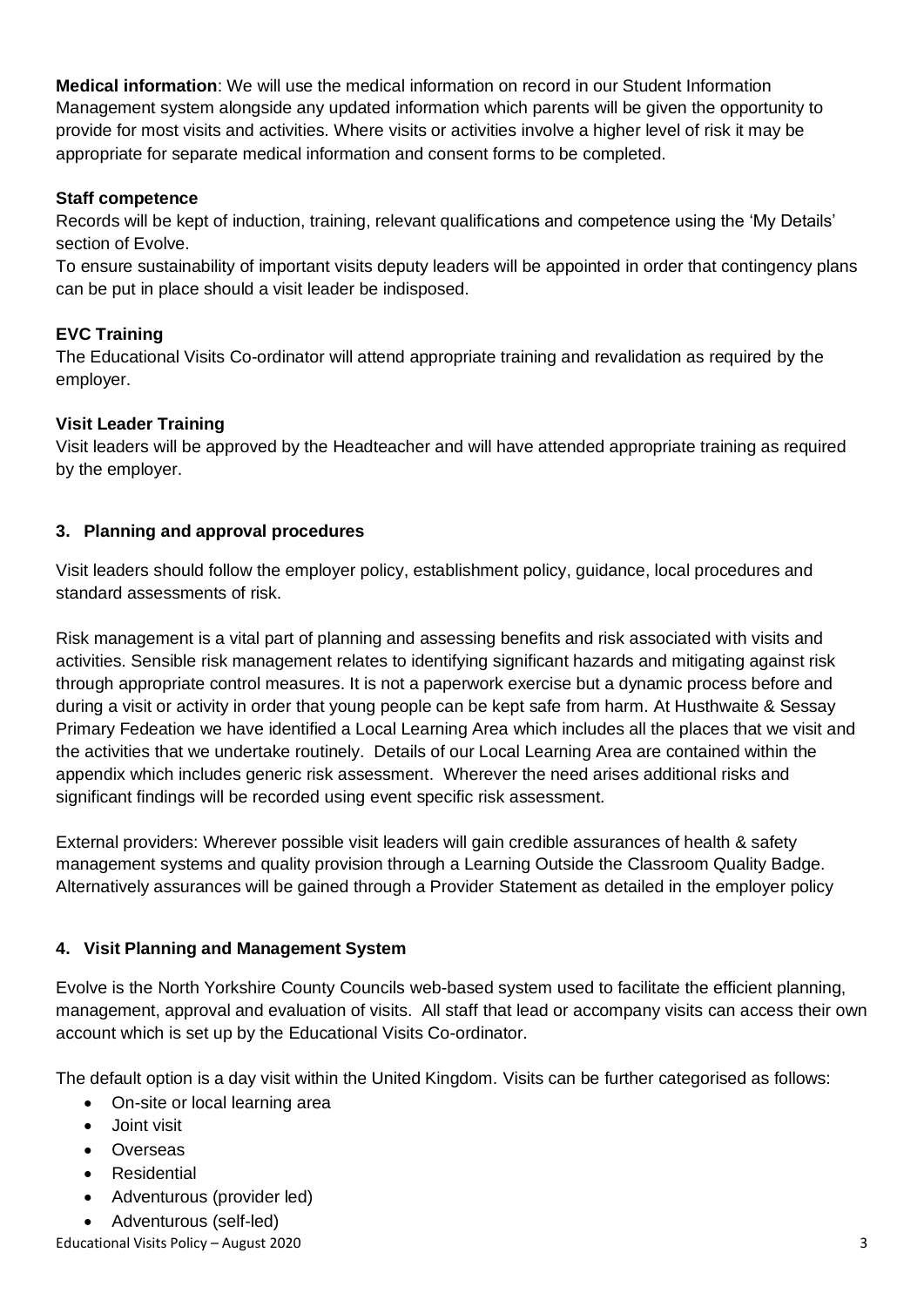**Medical information**: We will use the medical information on record in our Student Information Management system alongside any updated information which parents will be given the opportunity to provide for most visits and activities. Where visits or activities involve a higher level of risk it may be appropriate for separate medical information and consent forms to be completed.

**Staff competence**

Records will be kept of induction, training, relevant qualifications and competence using the 'My Details' section of Evolve.

To ensure sustainability of important visits deputy leaders will be appointed in order that contingency plans can be put in place should a visit leader be indisposed.

**EVC Training**

The Educational Visits Co-ordinator will attend appropriate training and revalidation as required by the employer.

**Visit Leader Training**

Visit leaders will be approved by the Headteacher and will have attended appropriate training as required by the employer.

## 3. Planning and approval procedures

Visit leaders should follow the employer policy, establishment policy, guidance, local procedures and standard assessments of risk.

Risk management is a vital part of planning and assessing benefits and risk associated with visits and activities. Sensible risk management relates to identifying significant hazards and mitigating against risk through appropriate control measures. It is not a paperwork exercise but a dynamic process before and during a visit or activity in order that young people can be kept safe from harm. At Husthwaite & Sessay Primary Fedeation we have identified a Local Learning Area which includes all the places that we visit and the activities that we undertake routinely. Details of our Local Learning Area are contained within the appendix which includes generic risk assessment. Wherever the need arises additional risks and significant findings will be recorded using event specific risk assessment.

External providers: Wherever possible visit leaders will gain credible assurances of health & safety management systems and quality provision through a Learning Outside the Classroom Quality Badge. Alternatively assurances will be gained through a Provider Statement as detailed in the employer policy

## 4. Visit Planning and Management System

Evolve is the North Yorkshire County Councils web-based system used to facilitate the efficient planning, management, approval and evaluation of visits. All staff that lead or accompany visits can access their own account which is set up by the Educational Visits Co-ordinator.

The default option is a day visit within the United Kingdom. Visits can be further categorised as follows:

- On-site or local learning area
- Joint visit
- Overseas
- Residential
- Adventurous (provider led)
- Adventurous (self-led)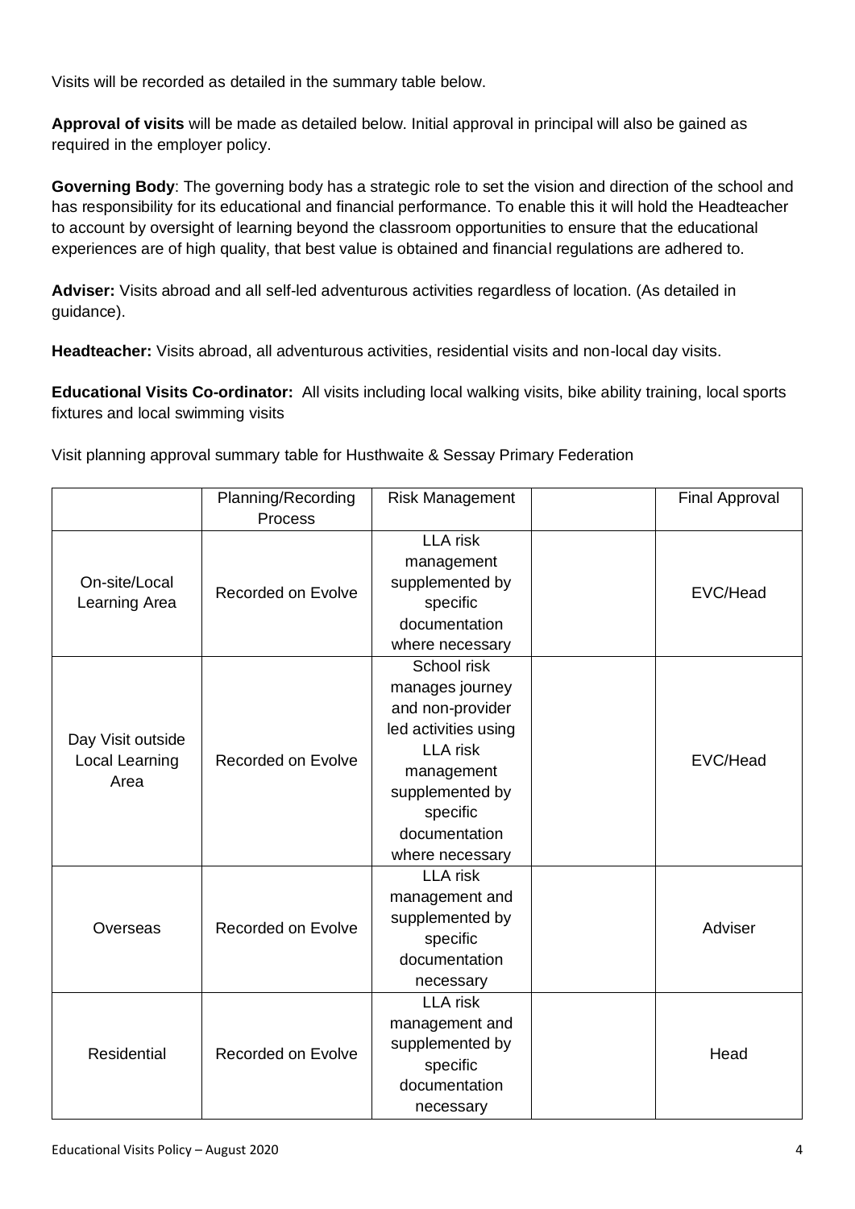Visits will be recorded as detailed in the summary table below.

**Approval of visits** will be made as detailed below. Initial approval in principal will also be gained as required in the employer policy.

**Governing Body**: The governing body has a strategic role to set the vision and direction of the school and has responsibility for its educational and financial performance. To enable this it will hold the Headteacher to account by oversight of learning beyond the classroom opportunities to ensure that the educational experiences are of high quality, that best value is obtained and financial regulations are adhered to.

**Adviser:** Visits abroad and all self-led adventurous activities regardless of location. (As detailed in guidance).

**Headteacher:** Visits abroad, all adventurous activities, residential visits and non-local day visits.

**Educational Visits Co-ordinator:** All visits including local walking visits, bike ability training, local sports fixtures and local swimming visits

Visit planning approval summary table for Husthwaite & Sessay Primary Federation

| | Planning/Recording Process | Risk Management | | Final Approval |
|---|---|---|---|---|
| On-site/Local Learning Area | Recorded on Evolve | LLA risk management supplemented by specific documentation where necessary | | EVC/Head |
| Day Visit outside Local Learning Area | Recorded on Evolve | School risk manages journey and non-provider led activities using LLA risk management supplemented by specific documentation where necessary | | EVC/Head |
| Overseas | Recorded on Evolve | LLA risk management and supplemented by specific documentation necessary | | Adviser |
| Residential | Recorded on Evolve | LLA risk management and supplemented by specific documentation necessary | | Head |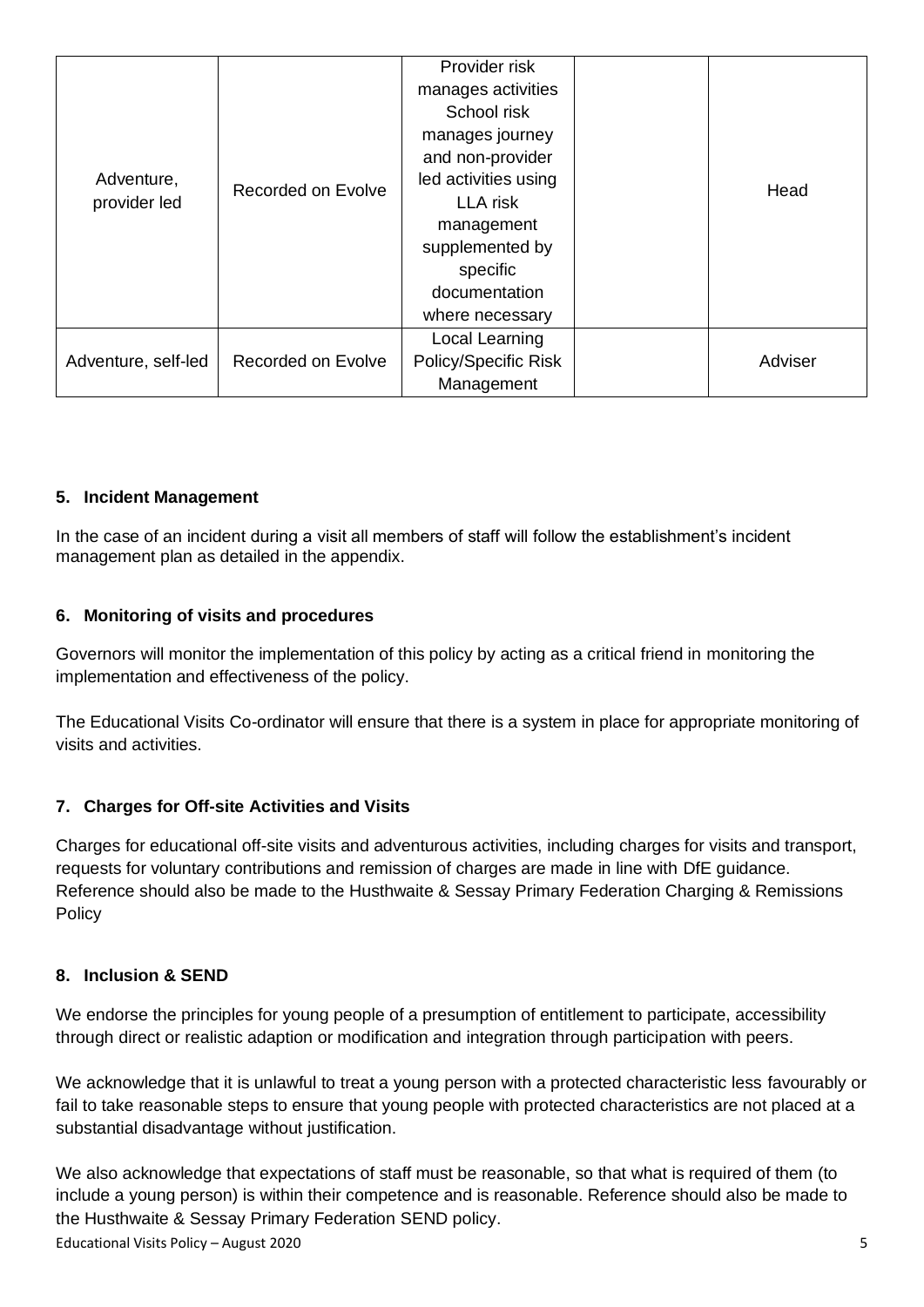| Adventure, provider led | Recorded on Evolve | Provider risk manages activities School risk manages journey and non-provider led activities using LLA risk management supplemented by specific documentation where necessary | | Head |
|---|---|---|---|---|
| Adventure, self-led | Recorded on Evolve | Local Learning Policy/Specific Risk Management | | Adviser |

### 5. Incident Management

In the case of an incident during a visit all members of staff will follow the establishment's incident management plan as detailed in the appendix.

### 6. Monitoring of visits and procedures

Governors will monitor the implementation of this policy by acting as a critical friend in monitoring the implementation and effectiveness of the policy.

The Educational Visits Co-ordinator will ensure that there is a system in place for appropriate monitoring of visits and activities.

### 7. Charges for Off-site Activities and Visits

Charges for educational off-site visits and adventurous activities, including charges for visits and transport, requests for voluntary contributions and remission of charges are made in line with DfE guidance. Reference should also be made to the Husthwaite & Sessay Primary Federation Charging & Remissions Policy

### 8. Inclusion & SEND

We endorse the principles for young people of a presumption of entitlement to participate, accessibility through direct or realistic adaption or modification and integration through participation with peers.

We acknowledge that it is unlawful to treat a young person with a protected characteristic less favourably or fail to take reasonable steps to ensure that young people with protected characteristics are not placed at a substantial disadvantage without justification.

We also acknowledge that expectations of staff must be reasonable, so that what is required of them (to include a young person) is within their competence and is reasonable. Reference should also be made to the Husthwaite & Sessay Primary Federation SEND policy.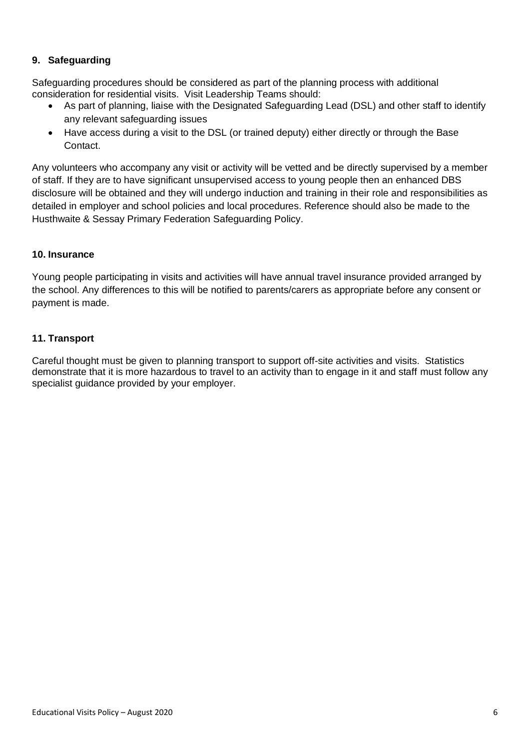## 9. Safeguarding

Safeguarding procedures should be considered as part of the planning process with additional consideration for residential visits. Visit Leadership Teams should:

- As part of planning, liaise with the Designated Safeguarding Lead (DSL) and other staff to identify any relevant safeguarding issues
- Have access during a visit to the DSL (or trained deputy) either directly or through the Base Contact.

Any volunteers who accompany any visit or activity will be vetted and be directly supervised by a member of staff. If they are to have significant unsupervised access to young people then an enhanced DBS disclosure will be obtained and they will undergo induction and training in their role and responsibilities as detailed in employer and school policies and local procedures. Reference should also be made to the Husthwaite & Sessay Primary Federation Safeguarding Policy.

## 10. Insurance

Young people participating in visits and activities will have annual travel insurance provided arranged by the school. Any differences to this will be notified to parents/carers as appropriate before any consent or payment is made.

## 11. Transport

Careful thought must be given to planning transport to support off-site activities and visits. Statistics demonstrate that it is more hazardous to travel to an activity than to engage in it and staff must follow any specialist guidance provided by your employer.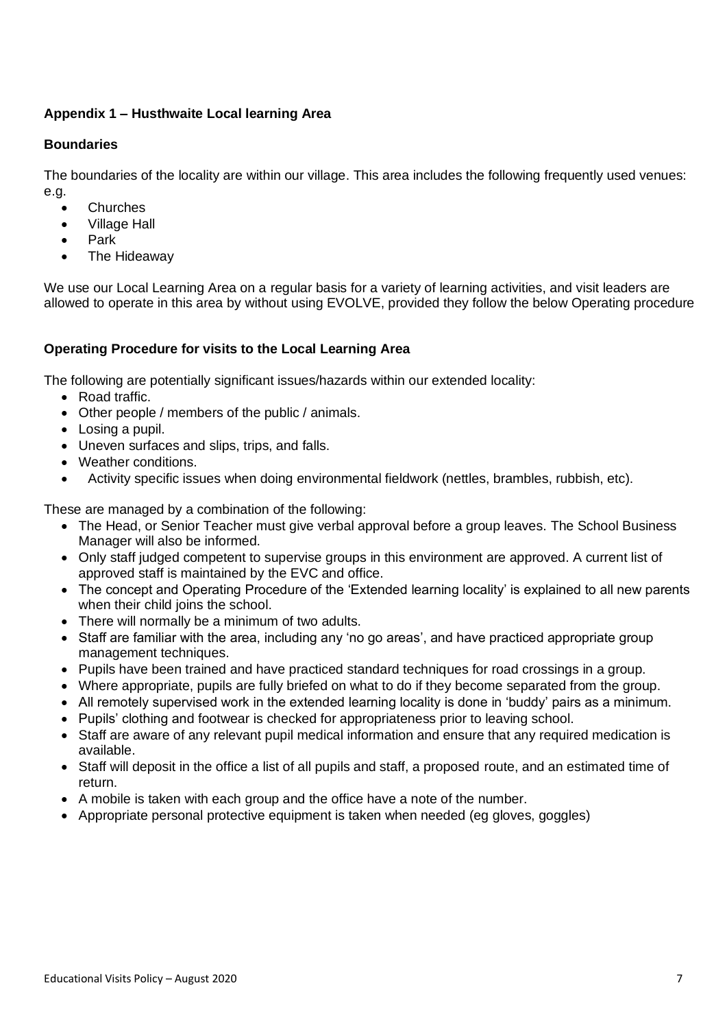**Appendix 1 – Husthwaite Local learning Area**

**Boundaries**

The boundaries of the locality are within our village. This area includes the following frequently used venues: e.g.

- Churches
- Village Hall
- Park
- The Hideaway

We use our Local Learning Area on a regular basis for a variety of learning activities, and visit leaders are allowed to operate in this area by without using EVOLVE, provided they follow the below Operating procedure

**Operating Procedure for visits to the Local Learning Area**

The following are potentially significant issues/hazards within our extended locality:

- Road traffic.
- Other people / members of the public / animals.
- Losing a pupil.
- Uneven surfaces and slips, trips, and falls.
- Weather conditions.
- Activity specific issues when doing environmental fieldwork (nettles, brambles, rubbish, etc).

These are managed by a combination of the following:

- The Head, or Senior Teacher must give verbal approval before a group leaves. The School Business Manager will also be informed.
- Only staff judged competent to supervise groups in this environment are approved. A current list of approved staff is maintained by the EVC and office.
- The concept and Operating Procedure of the 'Extended learning locality' is explained to all new parents when their child joins the school.
- There will normally be a minimum of two adults.
- Staff are familiar with the area, including any 'no go areas', and have practiced appropriate group management techniques.
- Pupils have been trained and have practiced standard techniques for road crossings in a group.
- Where appropriate, pupils are fully briefed on what to do if they become separated from the group.
- All remotely supervised work in the extended learning locality is done in 'buddy' pairs as a minimum.
- Pupils' clothing and footwear is checked for appropriateness prior to leaving school.
- Staff are aware of any relevant pupil medical information and ensure that any required medication is available.
- Staff will deposit in the office a list of all pupils and staff, a proposed route, and an estimated time of return.
- A mobile is taken with each group and the office have a note of the number.
- Appropriate personal protective equipment is taken when needed (eg gloves, goggles)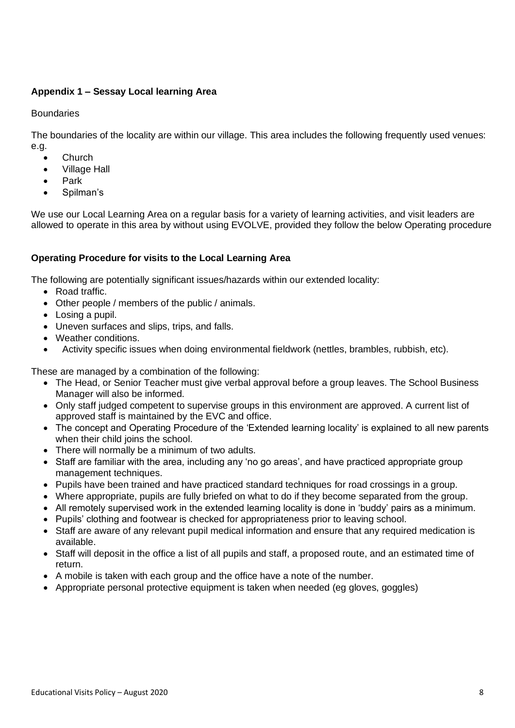**Appendix 1 – Sessay Local learning Area**

Boundaries

The boundaries of the locality are within our village. This area includes the following frequently used venues: e.g.

- Church
- Village Hall
- Park
- Spilman's

We use our Local Learning Area on a regular basis for a variety of learning activities, and visit leaders are allowed to operate in this area by without using EVOLVE, provided they follow the below Operating procedure

**Operating Procedure for visits to the Local Learning Area**

The following are potentially significant issues/hazards within our extended locality:

- Road traffic.
- Other people / members of the public / animals.
- Losing a pupil.
- Uneven surfaces and slips, trips, and falls.
- Weather conditions.
- Activity specific issues when doing environmental fieldwork (nettles, brambles, rubbish, etc).

These are managed by a combination of the following:

- The Head, or Senior Teacher must give verbal approval before a group leaves. The School Business Manager will also be informed.
- Only staff judged competent to supervise groups in this environment are approved. A current list of approved staff is maintained by the EVC and office.
- The concept and Operating Procedure of the 'Extended learning locality' is explained to all new parents when their child joins the school.
- There will normally be a minimum of two adults.
- Staff are familiar with the area, including any 'no go areas', and have practiced appropriate group management techniques.
- Pupils have been trained and have practiced standard techniques for road crossings in a group.
- Where appropriate, pupils are fully briefed on what to do if they become separated from the group.
- All remotely supervised work in the extended learning locality is done in 'buddy' pairs as a minimum.
- Pupils' clothing and footwear is checked for appropriateness prior to leaving school.
- Staff are aware of any relevant pupil medical information and ensure that any required medication is available.
- Staff will deposit in the office a list of all pupils and staff, a proposed route, and an estimated time of return.
- A mobile is taken with each group and the office have a note of the number.
- Appropriate personal protective equipment is taken when needed (eg gloves, goggles)